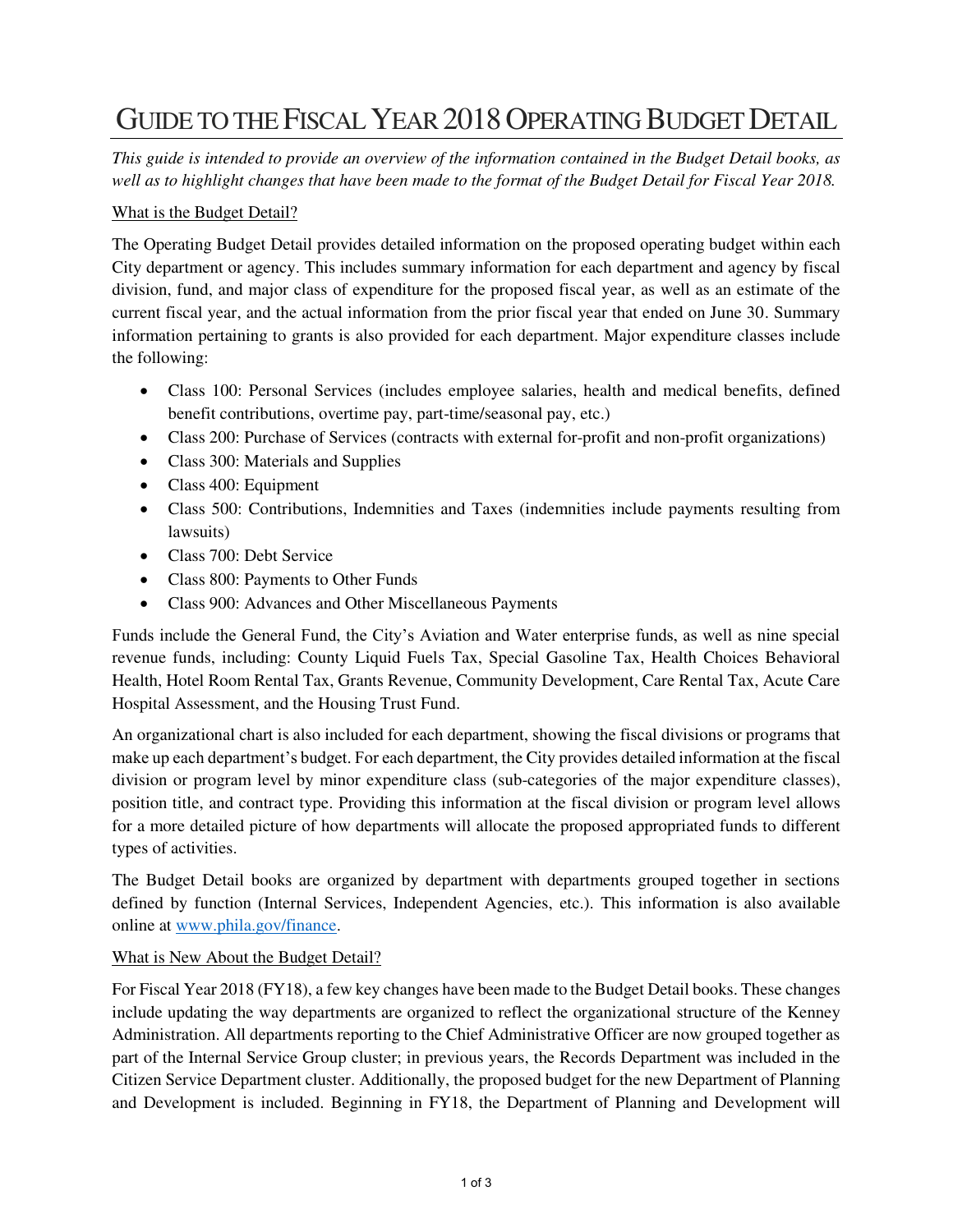# GUIDE TO THE FISCAL YEAR 2018 OPERATING BUDGET DETAIL

*This guide is intended to provide an overview of the information contained in the Budget Detail books, as well as to highlight changes that have been made to the format of the Budget Detail for Fiscal Year 2018.*

## What is the Budget Detail?

The Operating Budget Detail provides detailed information on the proposed operating budget within each City department or agency. This includes summary information for each department and agency by fiscal division, fund, and major class of expenditure for the proposed fiscal year, as well as an estimate of the current fiscal year, and the actual information from the prior fiscal year that ended on June 30. Summary information pertaining to grants is also provided for each department. Major expenditure classes include the following:

- Class 100: Personal Services (includes employee salaries, health and medical benefits, defined benefit contributions, overtime pay, part-time/seasonal pay, etc.)
- Class 200: Purchase of Services (contracts with external for-profit and non-profit organizations)
- Class 300: Materials and Supplies
- Class 400: Equipment
- Class 500: Contributions, Indemnities and Taxes (indemnities include payments resulting from lawsuits)
- Class 700: Debt Service
- Class 800: Payments to Other Funds
- Class 900: Advances and Other Miscellaneous Payments

Funds include the General Fund, the City's Aviation and Water enterprise funds, as well as nine special revenue funds, including: County Liquid Fuels Tax, Special Gasoline Tax, Health Choices Behavioral Health, Hotel Room Rental Tax, Grants Revenue, Community Development, Care Rental Tax, Acute Care Hospital Assessment, and the Housing Trust Fund.

An organizational chart is also included for each department, showing the fiscal divisions or programs that make up each department's budget. For each department, the City provides detailed information at the fiscal division or program level by minor expenditure class (sub-categories of the major expenditure classes), position title, and contract type. Providing this information at the fiscal division or program level allows for a more detailed picture of how departments will allocate the proposed appropriated funds to different types of activities.

The Budget Detail books are organized by department with departments grouped together in sections defined by function (Internal Services, Independent Agencies, etc.). This information is also available online at [www.phila.gov/finance](http://www.phila.gov/finance).

## What is New About the Budget Detail?

For Fiscal Year 2018 (FY18), a few key changes have been made to the Budget Detail books. These changes include updating the way departments are organized to reflect the organizational structure of the Kenney Administration. All departments reporting to the Chief Administrative Officer are now grouped together as part of the Internal Service Group cluster; in previous years, the Records Department was included in the Citizen Service Department cluster. Additionally, the proposed budget for the new Department of Planning and Development is included. Beginning in FY18, the Department of Planning and Development will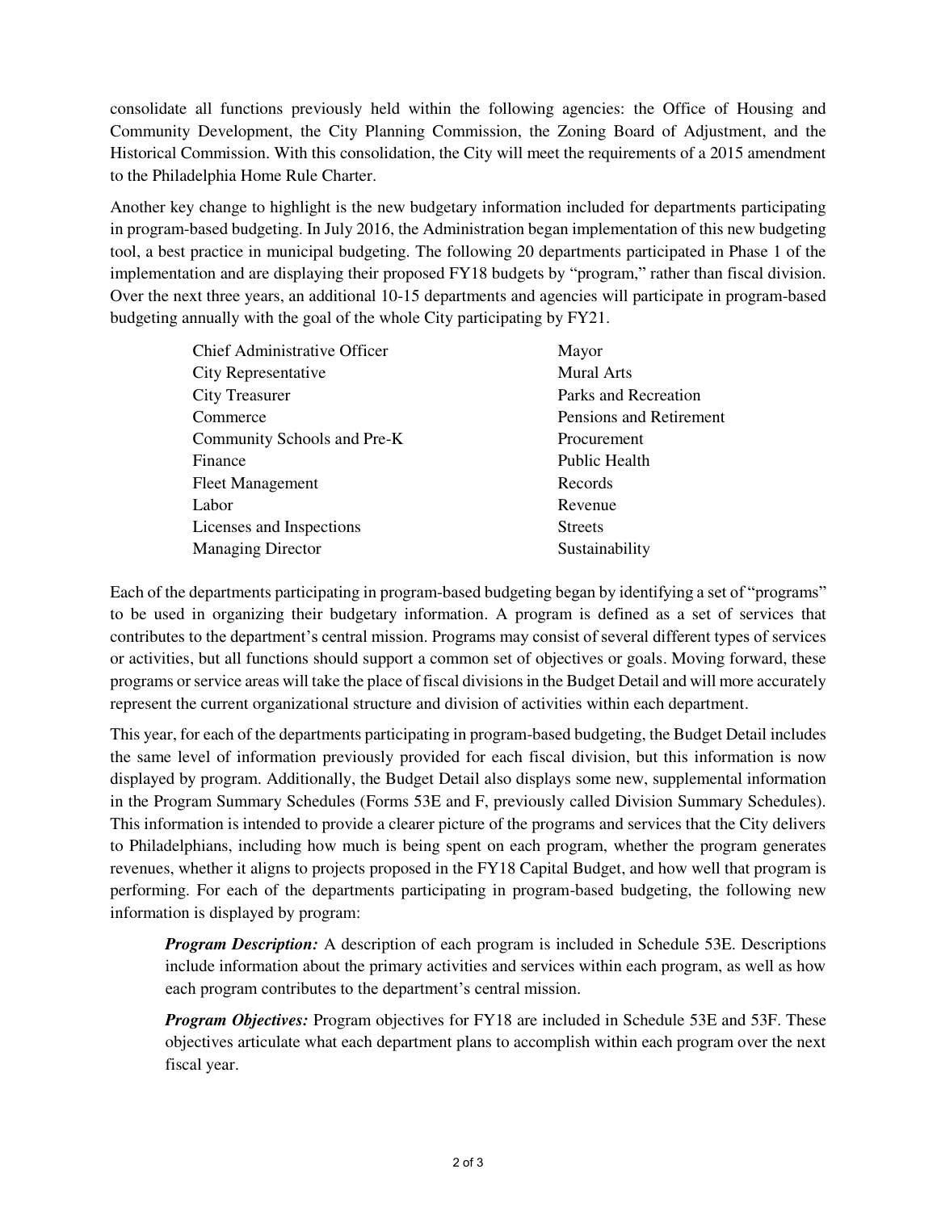consolidate all functions previously held within the following agencies: the Office of Housing and Community Development, the City Planning Commission, the Zoning Board of Adjustment, and the Historical Commission. With this consolidation, the City will meet the requirements of a 2015 amendment to the Philadelphia Home Rule Charter.

Another key change to highlight is the new budgetary information included for departments participating in program-based budgeting. In July 2016, the Administration began implementation of this new budgeting tool, a best practice in municipal budgeting. The following 20 departments participated in Phase 1 of the implementation and are displaying their proposed FY18 budgets by "program," rather than fiscal division. Over the next three years, an additional 10-15 departments and agencies will participate in program-based budgeting annually with the goal of the whole City participating by FY21.

- Chief Administrative Officer
- City Representative
- City Treasurer
- Commerce
- Community Schools and Pre-K
- Finance
- Fleet Management
- Labor
- Licenses and Inspections
- Managing Director
- Mayor
- Mural Arts
- Parks and Recreation
- Pensions and Retirement
- Procurement
- Public Health
- Records
- Revenue
- Streets
- Sustainability

Each of the departments participating in program-based budgeting began by identifying a set of "programs" to be used in organizing their budgetary information. A program is defined as a set of services that contributes to the department's central mission. Programs may consist of several different types of services or activities, but all functions should support a common set of objectives or goals. Moving forward, these programs or service areas will take the place of fiscal divisions in the Budget Detail and will more accurately represent the current organizational structure and division of activities within each department.

This year, for each of the departments participating in program-based budgeting, the Budget Detail includes the same level of information previously provided for each fiscal division, but this information is now displayed by program. Additionally, the Budget Detail also displays some new, supplemental information in the Program Summary Schedules (Forms 53E and F, previously called Division Summary Schedules). This information is intended to provide a clearer picture of the programs and services that the City delivers to Philadelphians, including how much is being spent on each program, whether the program generates revenues, whether it aligns to projects proposed in the FY18 Capital Budget, and how well that program is performing. For each of the departments participating in program-based budgeting, the following new information is displayed by program:

> ***Program Description:*** A description of each program is included in Schedule 53E. Descriptions include information about the primary activities and services within each program, as well as how each program contributes to the department's central mission.
>
> ***Program Objectives:*** Program objectives for FY18 are included in Schedule 53E and 53F. These objectives articulate what each department plans to accomplish within each program over the next fiscal year.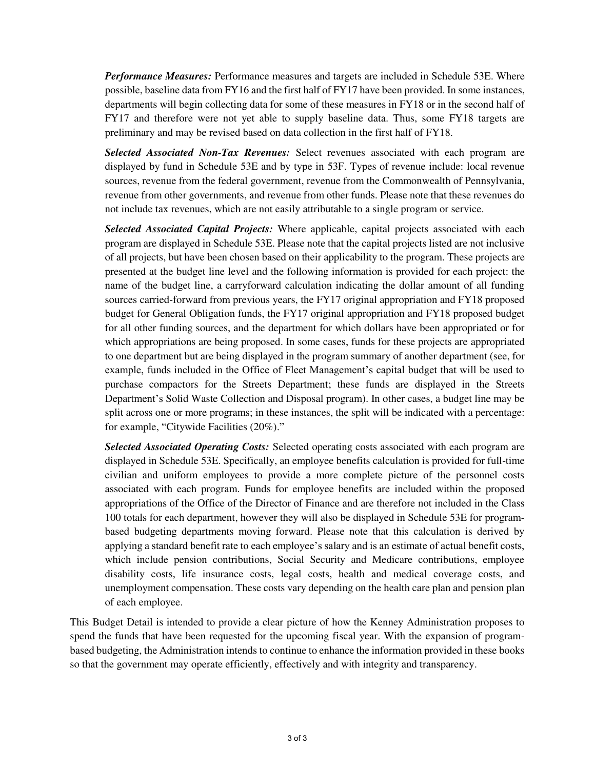***Performance Measures:*** Performance measures and targets are included in Schedule 53E. Where possible, baseline data from FY16 and the first half of FY17 have been provided. In some instances, departments will begin collecting data for some of these measures in FY18 or in the second half of FY17 and therefore were not yet able to supply baseline data. Thus, some FY18 targets are preliminary and may be revised based on data collection in the first half of FY18.

***Selected Associated Non-Tax Revenues:*** Select revenues associated with each program are displayed by fund in Schedule 53E and by type in 53F. Types of revenue include: local revenue sources, revenue from the federal government, revenue from the Commonwealth of Pennsylvania, revenue from other governments, and revenue from other funds. Please note that these revenues do not include tax revenues, which are not easily attributable to a single program or service.

***Selected Associated Capital Projects:*** Where applicable, capital projects associated with each program are displayed in Schedule 53E. Please note that the capital projects listed are not inclusive of all projects, but have been chosen based on their applicability to the program. These projects are presented at the budget line level and the following information is provided for each project: the name of the budget line, a carryforward calculation indicating the dollar amount of all funding sources carried-forward from previous years, the FY17 original appropriation and FY18 proposed budget for General Obligation funds, the FY17 original appropriation and FY18 proposed budget for all other funding sources, and the department for which dollars have been appropriated or for which appropriations are being proposed. In some cases, funds for these projects are appropriated to one department but are being displayed in the program summary of another department (see, for example, funds included in the Office of Fleet Management's capital budget that will be used to purchase compactors for the Streets Department; these funds are displayed in the Streets Department's Solid Waste Collection and Disposal program). In other cases, a budget line may be split across one or more programs; in these instances, the split will be indicated with a percentage: for example, "Citywide Facilities (20%)."

***Selected Associated Operating Costs:*** Selected operating costs associated with each program are displayed in Schedule 53E. Specifically, an employee benefits calculation is provided for full-time civilian and uniform employees to provide a more complete picture of the personnel costs associated with each program. Funds for employee benefits are included within the proposed appropriations of the Office of the Director of Finance and are therefore not included in the Class 100 totals for each department, however they will also be displayed in Schedule 53E for program-based budgeting departments moving forward. Please note that this calculation is derived by applying a standard benefit rate to each employee's salary and is an estimate of actual benefit costs, which include pension contributions, Social Security and Medicare contributions, employee disability costs, life insurance costs, legal costs, health and medical coverage costs, and unemployment compensation. These costs vary depending on the health care plan and pension plan of each employee.

This Budget Detail is intended to provide a clear picture of how the Kenney Administration proposes to spend the funds that have been requested for the upcoming fiscal year. With the expansion of program-based budgeting, the Administration intends to continue to enhance the information provided in these books so that the government may operate efficiently, effectively and with integrity and transparency.